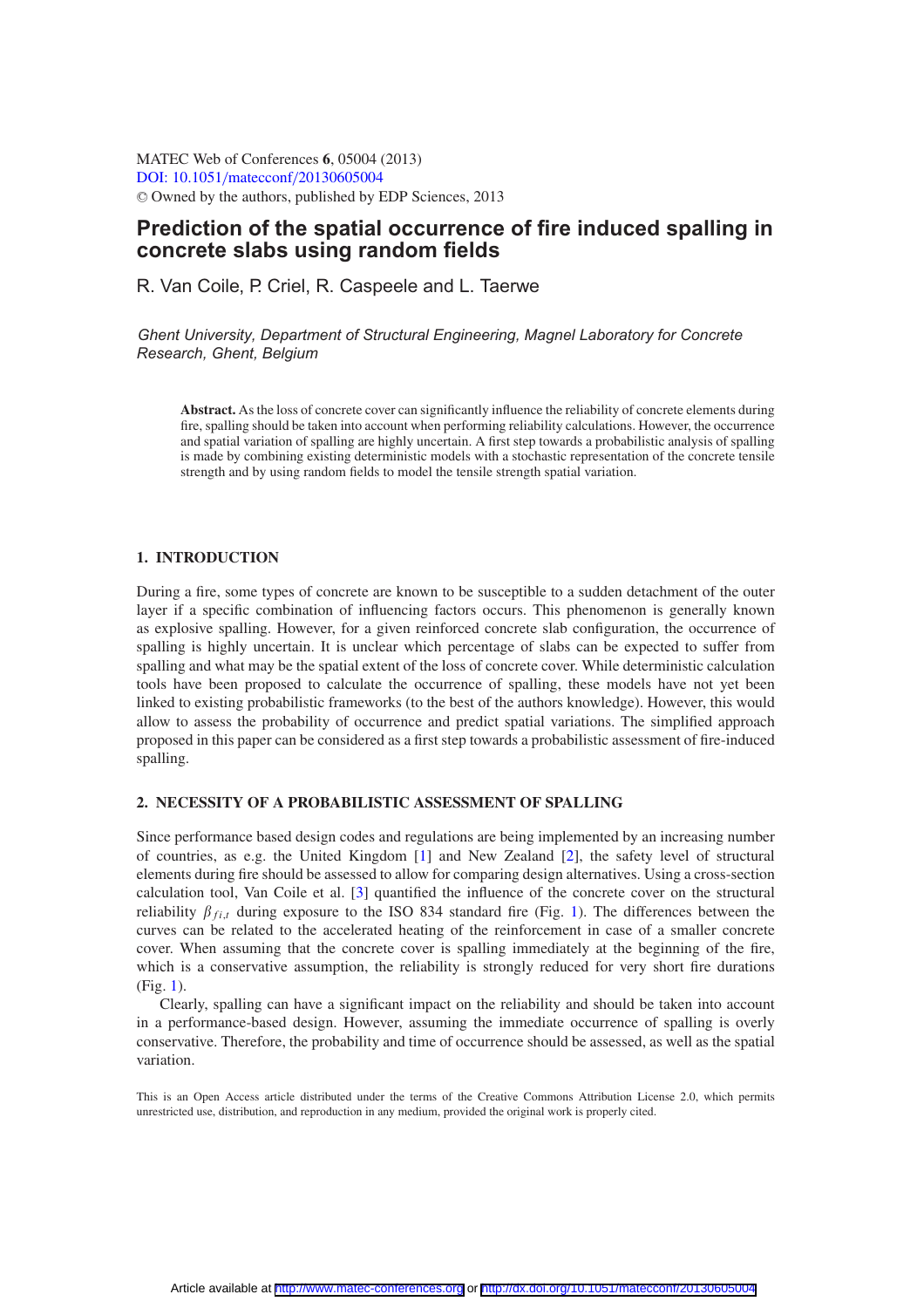# Prediction of the spatial occurrence of fire induced spalling in concrete slabs using random fields

R. Van Coile, P. Criel, R. Caspeele and L. Taerwe

*Ghent University, Department of Structural Engineering, Magnel Laboratory for Concrete Research, Ghent, Belgium*

**Abstract.** As the loss of concrete cover can significantly influence the reliability of concrete elements during fire, spalling should be taken into account when performing reliability calculations. However, the occurrence and spatial variation of spalling are highly uncertain. A first step towards a probabilistic analysis of spalling is made by combining existing deterministic models with a stochastic representation of the concrete tensile strength and by using random fields to model the tensile strength spatial variation.

## 1. INTRODUCTION

During a fire, some types of concrete are known to be susceptible to a sudden detachment of the outer layer if a specific combination of influencing factors occurs. This phenomenon is generally known as explosive spalling. However, for a given reinforced concrete slab configuration, the occurrence of spalling is highly uncertain. It is unclear which percentage of slabs can be expected to suffer from spalling and what may be the spatial extent of the loss of concrete cover. While deterministic calculation tools have been proposed to calculate the occurrence of spalling, these models have not yet been linked to existing probabilistic frameworks (to the best of the authors knowledge). However, this would allow to assess the probability of occurrence and predict spatial variations. The simplified approach proposed in this paper can be considered as a first step towards a probabilistic assessment of fire-induced spalling.

## 2. NECESSITY OF A PROBABILISTIC ASSESSMENT OF SPALLING

Since performance based design codes and regulations are being implemented by an increasing number of countries, as e.g. the United Kingdom [1] and New Zealand [2], the safety level of structural elements during fire should be assessed to allow for comparing design alternatives. Using a cross-section calculation tool, Van Coile et al. [3] quantified the influence of the concrete cover on the structural reliability $\beta_{fi,t}$ during exposure to the ISO 834 standard fire (Fig. 1). The differences between the curves can be related to the accelerated heating of the reinforcement in case of a smaller concrete cover. When assuming that the concrete cover is spalling immediately at the beginning of the fire, which is a conservative assumption, the reliability is strongly reduced for very short fire durations (Fig. 1).

Clearly, spalling can have a significant impact on the reliability and should be taken into account in a performance-based design. However, assuming the immediate occurrence of spalling is overly conservative. Therefore, the probability and time of occurrence should be assessed, as well as the spatial variation.

This is an Open Access article distributed under the terms of the Creative Commons Attribution License 2.0, which permits unrestricted use, distribution, and reproduction in any medium, provided the original work is properly cited.

Article available at http://www.matec-conferences.org or http://dx.doi.org/10.1051/matecconf/20130605004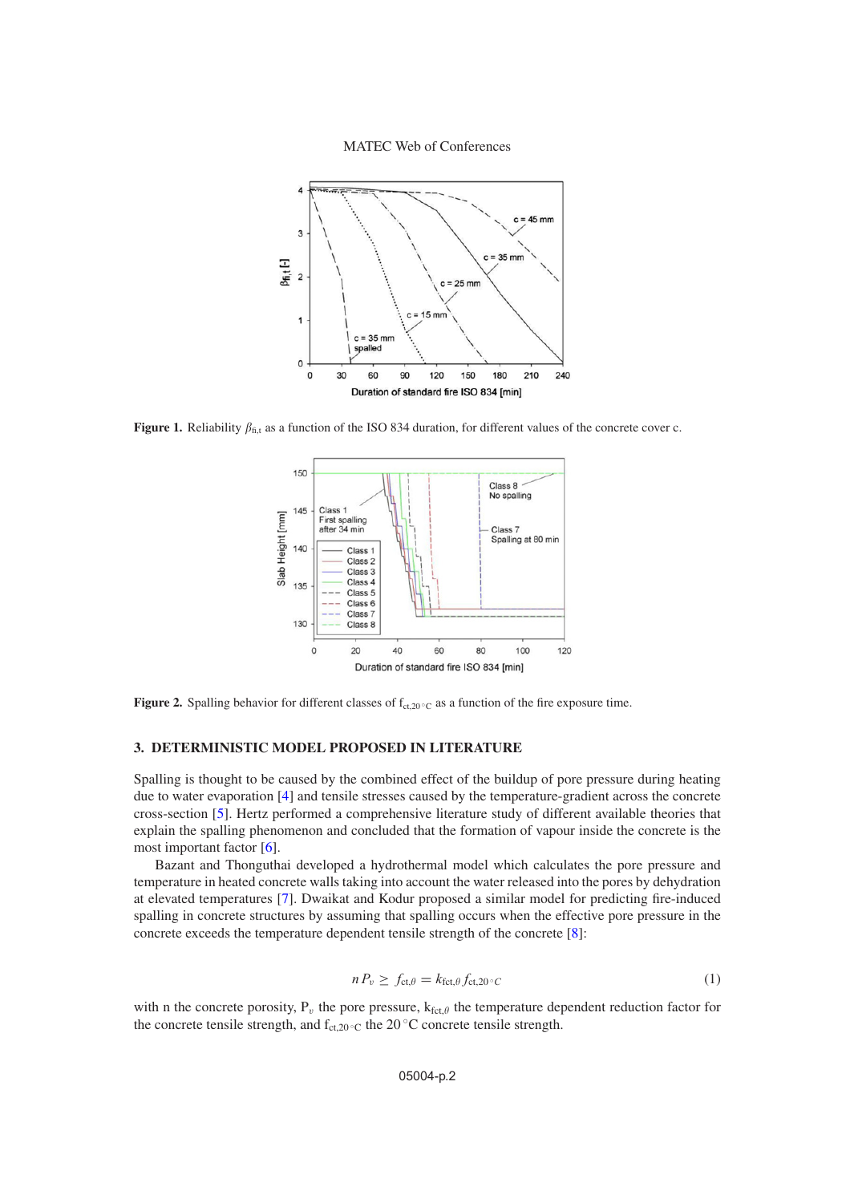**Figure 1.** Reliability $\beta_{fi,t}$ as a function of the ISO 834 duration, for different values of the concrete cover c.

**Figure 2.** Spalling behavior for different classes of $f_{ct,20^\circ C}$ as a function of the fire exposure time.

## 3. DETERMINISTIC MODEL PROPOSED IN LITERATURE

Spalling is thought to be caused by the combined effect of the buildup of pore pressure during heating due to water evaporation [4] and tensile stresses caused by the temperature-gradient across the concrete cross-section [5]. Hertz performed a comprehensive literature study of different available theories that explain the spalling phenomenon and concluded that the formation of vapour inside the concrete is the most important factor [6].

Bazant and Thonguthai developed a hydrothermal model which calculates the pore pressure and temperature in heated concrete walls taking into account the water released into the pores by dehydration at elevated temperatures [7]. Dwaikat and Kodur proposed a similar model for predicting fire-induced spalling in concrete structures by assuming that spalling occurs when the effective pore pressure in the concrete exceeds the temperature dependent tensile strength of the concrete [8]:

$$n P_v \geq f_{ct,\theta} = k_{fct,\theta} f_{ct,20^\circ C} \tag{1}$$

with n the concrete porosity, $P_v$ the pore pressure, $k_{fct,\theta}$ the temperature dependent reduction factor for the concrete tensile strength, and $f_{ct,20^\circ C}$ the 20 °C concrete tensile strength.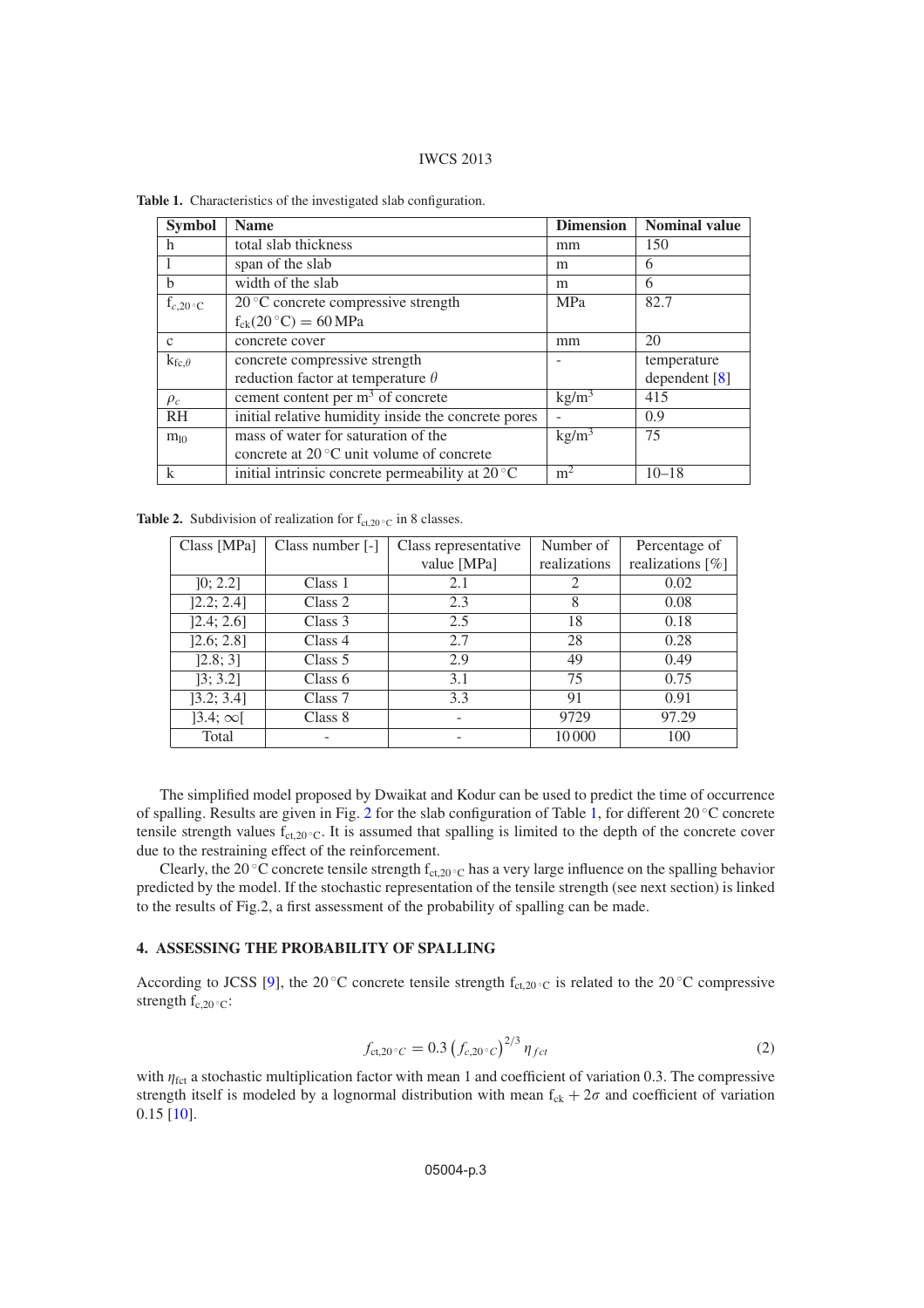**Table 1.** Characteristics of the investigated slab configuration.

| Symbol | Name | Dimension | Nominal value |
|---|---|---|---|
| h | total slab thickness | mm | 150 |
| l | span of the slab | m | 6 |
| b | width of the slab | m | 6 |
| $f_{c,20^\circ C}$ | 20 °C concrete compressive strength $f_{ck}(20^\circ C) = 60$ MPa | MPa | 82.7 |
| c | concrete cover | mm | 20 |
| $k_{fc,\theta}$ | concrete compressive strength reduction factor at temperature $\theta$ | - | temperature dependent [8] |
| $\rho_c$ | cement content per m$^3$ of concrete | kg/m$^3$ | 415 |
| RH | initial relative humidity inside the concrete pores | - | 0.9 |
| $m_{l0}$ | mass of water for saturation of the concrete at 20 °C unit volume of concrete | kg/m$^3$ | 75 |
| k | initial intrinsic concrete permeability at 20 °C | m$^2$ | 10–18 |

**Table 2.** Subdivision of realization for $f_{ct,20^\circ C}$ in 8 classes.

| Class [MPa] | Class number [-] | Class representative value [MPa] | Number of realizations | Percentage of realizations [%] |
|---|---|---|---|---|
| ]0; 2.2] | Class 1 | 2.1 | 2 | 0.02 |
| ]2.2; 2.4] | Class 2 | 2.3 | 8 | 0.08 |
| ]2.4; 2.6] | Class 3 | 2.5 | 18 | 0.18 |
| ]2.6; 2.8] | Class 4 | 2.7 | 28 | 0.28 |
| ]2.8; 3] | Class 5 | 2.9 | 49 | 0.49 |
| ]3; 3.2] | Class 6 | 3.1 | 75 | 0.75 |
| ]3.2; 3.4] | Class 7 | 3.3 | 91 | 0.91 |
| ]3.4; $\infty$[ | Class 8 | - | 9729 | 97.29 |
| Total | - | - | 10 000 | 100 |

The simplified model proposed by Dwaikat and Kodur can be used to predict the time of occurrence of spalling. Results are given in Fig. 2 for the slab configuration of Table 1, for different 20 °C concrete tensile strength values $f_{ct,20^\circ C}$. It is assumed that spalling is limited to the depth of the concrete cover due to the restraining effect of the reinforcement.

Clearly, the 20 °C concrete tensile strength $f_{ct,20^\circ C}$ has a very large influence on the spalling behavior predicted by the model. If the stochastic representation of the tensile strength (see next section) is linked to the results of Fig.2, a first assessment of the probability of spalling can be made.

## 4. ASSESSING THE PROBABILITY OF SPALLING

According to JCSS [9], the 20 °C concrete tensile strength $f_{ct,20^\circ C}$ is related to the 20 °C compressive strength $f_{c,20^\circ C}$:

$$f_{ct,20^\circ C} = 0.3 \left(f_{c,20^\circ C}\right)^{2/3} \eta_{fct} \tag{2}$$

with $\eta_{fct}$ a stochastic multiplication factor with mean 1 and coefficient of variation 0.3. The compressive strength itself is modeled by a lognormal distribution with mean $f_{ck} + 2\sigma$ and coefficient of variation 0.15 [10].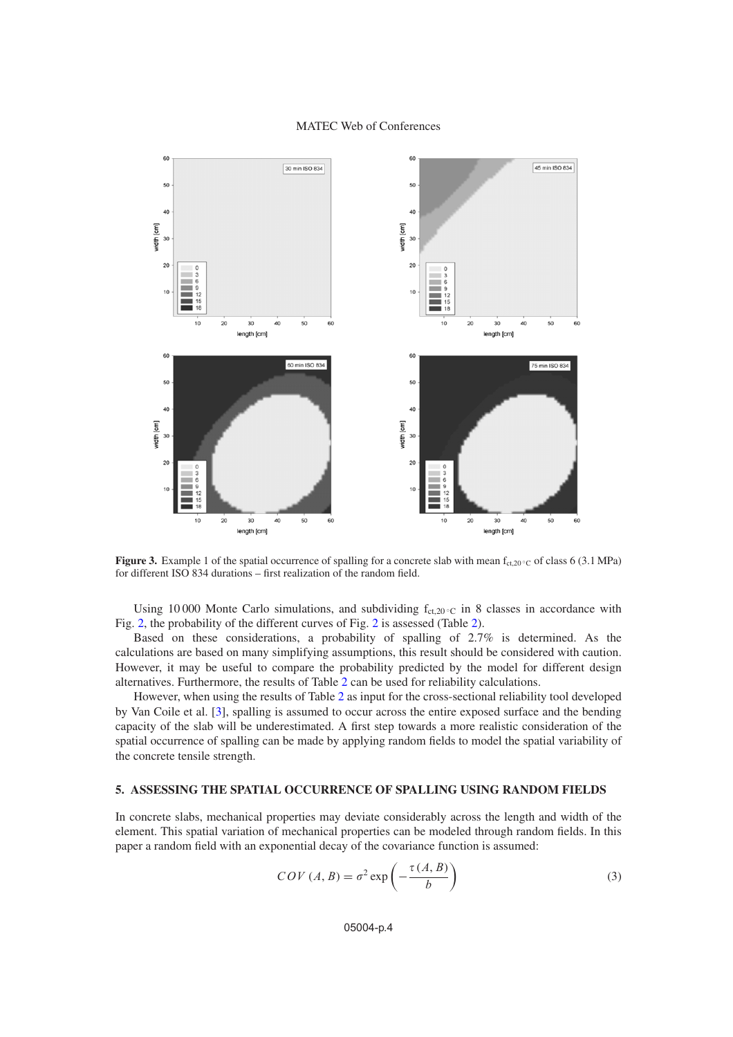**Figure 3.** Example 1 of the spatial occurrence of spalling for a concrete slab with mean $f_{ct,20^\circ C}$ of class 6 (3.1 MPa) for different ISO 834 durations – first realization of the random field.

Using 10 000 Monte Carlo simulations, and subdividing $f_{ct,20^\circ C}$ in 8 classes in accordance with Fig. 2, the probability of the different curves of Fig. 2 is assessed (Table 2).

Based on these considerations, a probability of spalling of 2.7% is determined. As the calculations are based on many simplifying assumptions, this result should be considered with caution. However, it may be useful to compare the probability predicted by the model for different design alternatives. Furthermore, the results of Table 2 can be used for reliability calculations.

However, when using the results of Table 2 as input for the cross-sectional reliability tool developed by Van Coile et al. [3], spalling is assumed to occur across the entire exposed surface and the bending capacity of the slab will be underestimated. A first step towards a more realistic consideration of the spatial occurrence of spalling can be made by applying random fields to model the spatial variability of the concrete tensile strength.

## 5. ASSESSING THE SPATIAL OCCURRENCE OF SPALLING USING RANDOM FIELDS

In concrete slabs, mechanical properties may deviate considerably across the length and width of the element. This spatial variation of mechanical properties can be modeled through random fields. In this paper a random field with an exponential decay of the covariance function is assumed:

$$COV(A, B) = \sigma^2 \exp\left(-\frac{\tau(A, B)}{b}\right) \tag{3}$$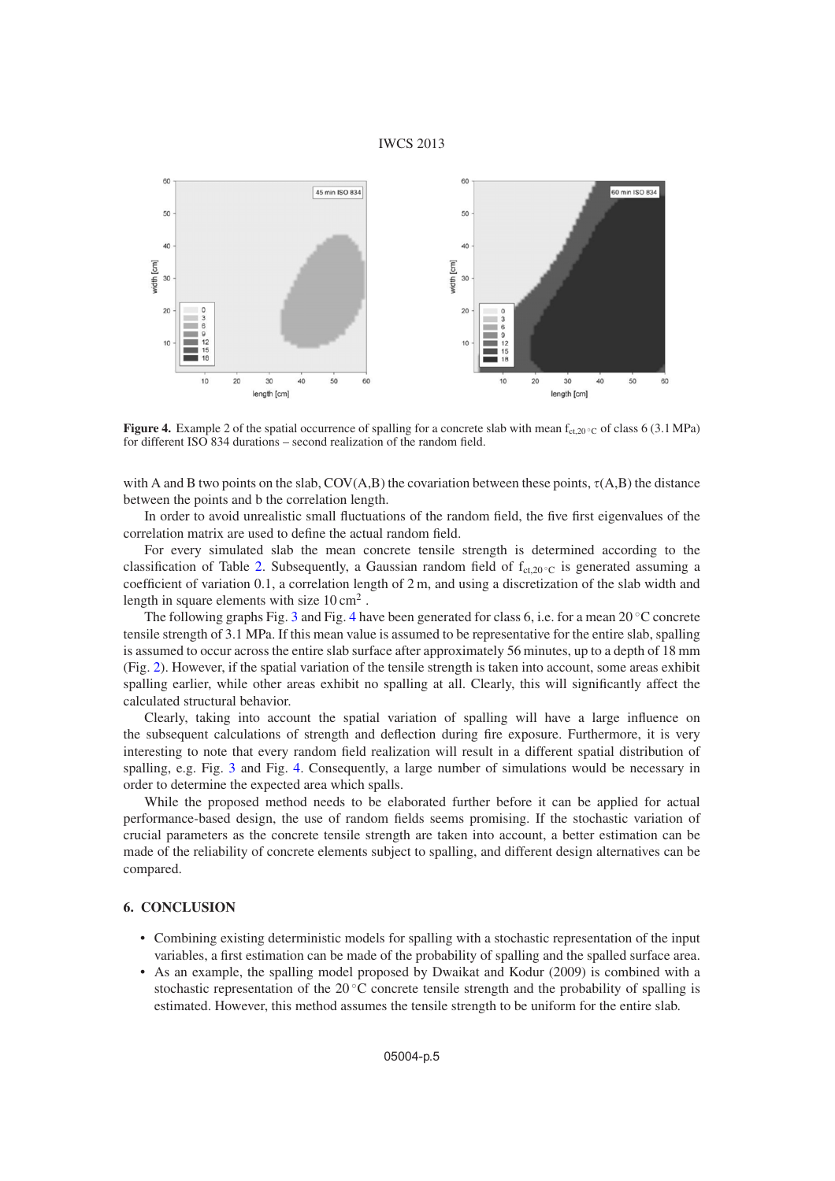**Figure 4.** Example 2 of the spatial occurrence of spalling for a concrete slab with mean $f_{ct,20^\circ C}$ of class 6 (3.1 MPa) for different ISO 834 durations – second realization of the random field.

with A and B two points on the slab, COV(A,B) the covariation between these points, $\tau$(A,B) the distance between the points and b the correlation length.

In order to avoid unrealistic small fluctuations of the random field, the five first eigenvalues of the correlation matrix are used to define the actual random field.

For every simulated slab the mean concrete tensile strength is determined according to the classification of Table 2. Subsequently, a Gaussian random field of $f_{ct,20^\circ C}$ is generated assuming a coefficient of variation 0.1, a correlation length of 2 m, and using a discretization of the slab width and length in square elements with size 10 cm$^2$ .

The following graphs Fig. 3 and Fig. 4 have been generated for class 6, i.e. for a mean 20 °C concrete tensile strength of 3.1 MPa. If this mean value is assumed to be representative for the entire slab, spalling is assumed to occur across the entire slab surface after approximately 56 minutes, up to a depth of 18 mm (Fig. 2). However, if the spatial variation of the tensile strength is taken into account, some areas exhibit spalling earlier, while other areas exhibit no spalling at all. Clearly, this will significantly affect the calculated structural behavior.

Clearly, taking into account the spatial variation of spalling will have a large influence on the subsequent calculations of strength and deflection during fire exposure. Furthermore, it is very interesting to note that every random field realization will result in a different spatial distribution of spalling, e.g. Fig. 3 and Fig. 4. Consequently, a large number of simulations would be necessary in order to determine the expected area which spalls.

While the proposed method needs to be elaborated further before it can be applied for actual performance-based design, the use of random fields seems promising. If the stochastic variation of crucial parameters as the concrete tensile strength are taken into account, a better estimation can be made of the reliability of concrete elements subject to spalling, and different design alternatives can be compared.

## 6. CONCLUSION

- Combining existing deterministic models for spalling with a stochastic representation of the input variables, a first estimation can be made of the probability of spalling and the spalled surface area.
- As an example, the spalling model proposed by Dwaikat and Kodur (2009) is combined with a stochastic representation of the 20 °C concrete tensile strength and the probability of spalling is estimated. However, this method assumes the tensile strength to be uniform for the entire slab.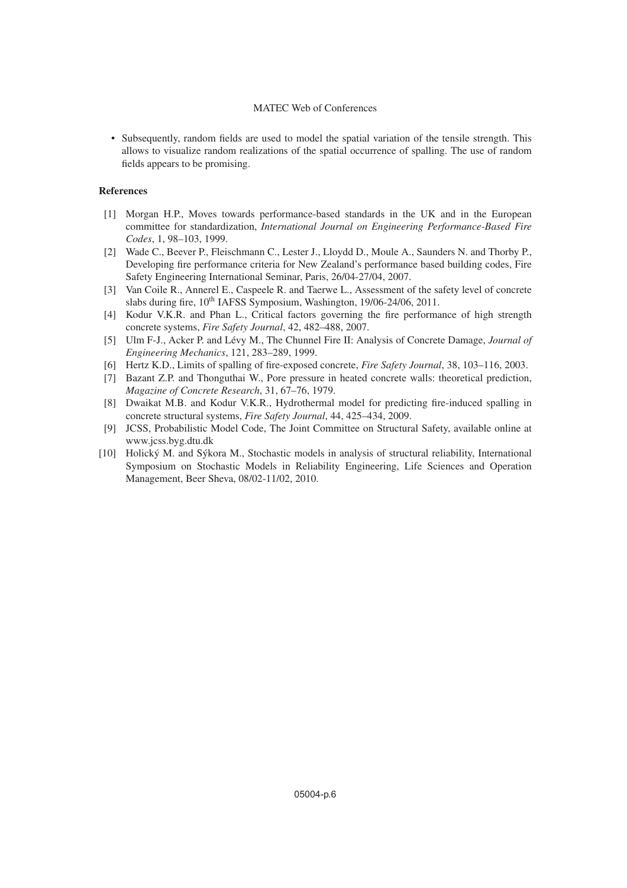- Subsequently, random fields are used to model the spatial variation of the tensile strength. This allows to visualize random realizations of the spatial occurrence of spalling. The use of random fields appears to be promising.

## References

[1] Morgan H.P., Moves towards performance-based standards in the UK and in the European committee for standardization, *International Journal on Engineering Performance-Based Fire Codes*, 1, 98–103, 1999.

[2] Wade C., Beever P., Fleischmann C., Lester J., Lloydd D., Moule A., Saunders N. and Thorby P., Developing fire performance criteria for New Zealand's performance based building codes, Fire Safety Engineering International Seminar, Paris, 26/04-27/04, 2007.

[3] Van Coile R., Annerel E., Caspeele R. and Taerwe L., Assessment of the safety level of concrete slabs during fire, 10th IAFSS Symposium, Washington, 19/06-24/06, 2011.

[4] Kodur V.K.R. and Phan L., Critical factors governing the fire performance of high strength concrete systems, *Fire Safety Journal*, 42, 482–488, 2007.

[5] Ulm F-J., Acker P. and Lévy M., The Chunnel Fire II: Analysis of Concrete Damage, *Journal of Engineering Mechanics*, 121, 283–289, 1999.

[6] Hertz K.D., Limits of spalling of fire-exposed concrete, *Fire Safety Journal*, 38, 103–116, 2003.

[7] Bazant Z.P. and Thonguthai W., Pore pressure in heated concrete walls: theoretical prediction, *Magazine of Concrete Research*, 31, 67–76, 1979.

[8] Dwaikat M.B. and Kodur V.K.R., Hydrothermal model for predicting fire-induced spalling in concrete structural systems, *Fire Safety Journal*, 44, 425–434, 2009.

[9] JCSS, Probabilistic Model Code, The Joint Committee on Structural Safety, available online at www.jcss.byg.dtu.dk

[10] Holický M. and Sýkora M., Stochastic models in analysis of structural reliability, International Symposium on Stochastic Models in Reliability Engineering, Life Sciences and Operation Management, Beer Sheva, 08/02-11/02, 2010.